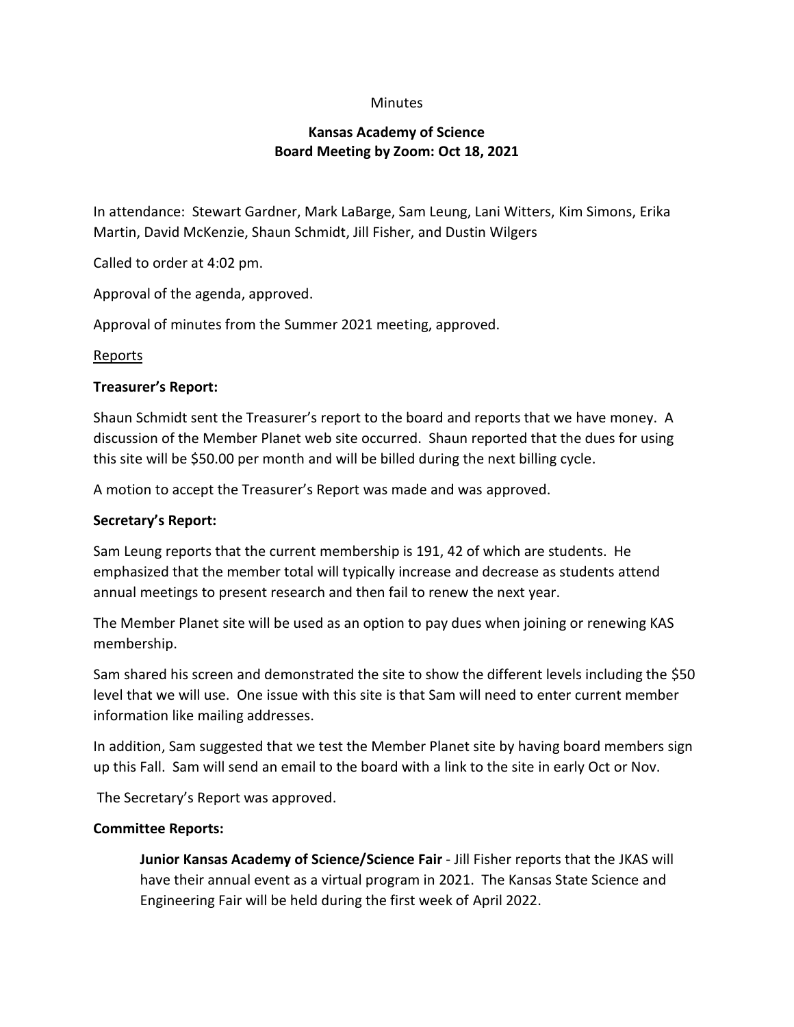Minutes

# Kansas Academy of Science
## Board Meeting by Zoom: Oct 18, 2021

In attendance: Stewart Gardner, Mark LaBarge, Sam Leung, Lani Witters, Kim Simons, Erika Martin, David McKenzie, Shaun Schmidt, Jill Fisher, and Dustin Wilgers

Called to order at 4:02 pm.

Approval of the agenda, approved.

Approval of minutes from the Summer 2021 meeting, approved.

Reports

**Treasurer's Report:**

Shaun Schmidt sent the Treasurer's report to the board and reports that we have money. A discussion of the Member Planet web site occurred. Shaun reported that the dues for using this site will be $50.00 per month and will be billed during the next billing cycle.

A motion to accept the Treasurer's Report was made and was approved.

**Secretary's Report:**

Sam Leung reports that the current membership is 191, 42 of which are students. He emphasized that the member total will typically increase and decrease as students attend annual meetings to present research and then fail to renew the next year.

The Member Planet site will be used as an option to pay dues when joining or renewing KAS membership.

Sam shared his screen and demonstrated the site to show the different levels including the $50 level that we will use. One issue with this site is that Sam will need to enter current member information like mailing addresses.

In addition, Sam suggested that we test the Member Planet site by having board members sign up this Fall. Sam will send an email to the board with a link to the site in early Oct or Nov.

The Secretary's Report was approved.

**Committee Reports:**

**Junior Kansas Academy of Science/Science Fair** - Jill Fisher reports that the JKAS will have their annual event as a virtual program in 2021. The Kansas State Science and Engineering Fair will be held during the first week of April 2022.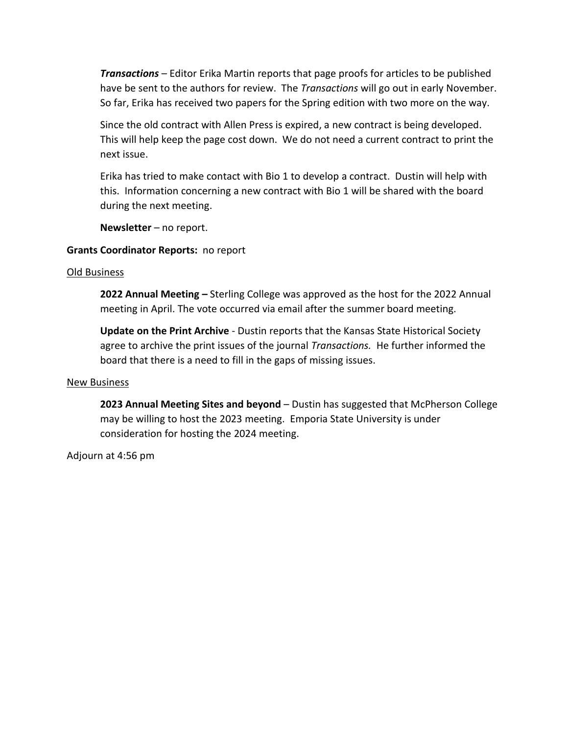***Transactions*** – Editor Erika Martin reports that page proofs for articles to be published have be sent to the authors for review. The *Transactions* will go out in early November. So far, Erika has received two papers for the Spring edition with two more on the way.

Since the old contract with Allen Press is expired, a new contract is being developed. This will help keep the page cost down. We do not need a current contract to print the next issue.

Erika has tried to make contact with Bio 1 to develop a contract. Dustin will help with this. Information concerning a new contract with Bio 1 will be shared with the board during the next meeting.

**Newsletter** – no report.

**Grants Coordinator Reports:** no report

<u>Old Business</u>

**2022 Annual Meeting –** Sterling College was approved as the host for the 2022 Annual meeting in April. The vote occurred via email after the summer board meeting.

**Update on the Print Archive** - Dustin reports that the Kansas State Historical Society agree to archive the print issues of the journal *Transactions.* He further informed the board that there is a need to fill in the gaps of missing issues.

<u>New Business</u>

**2023 Annual Meeting Sites and beyond** – Dustin has suggested that McPherson College may be willing to host the 2023 meeting. Emporia State University is under consideration for hosting the 2024 meeting.

Adjourn at 4:56 pm